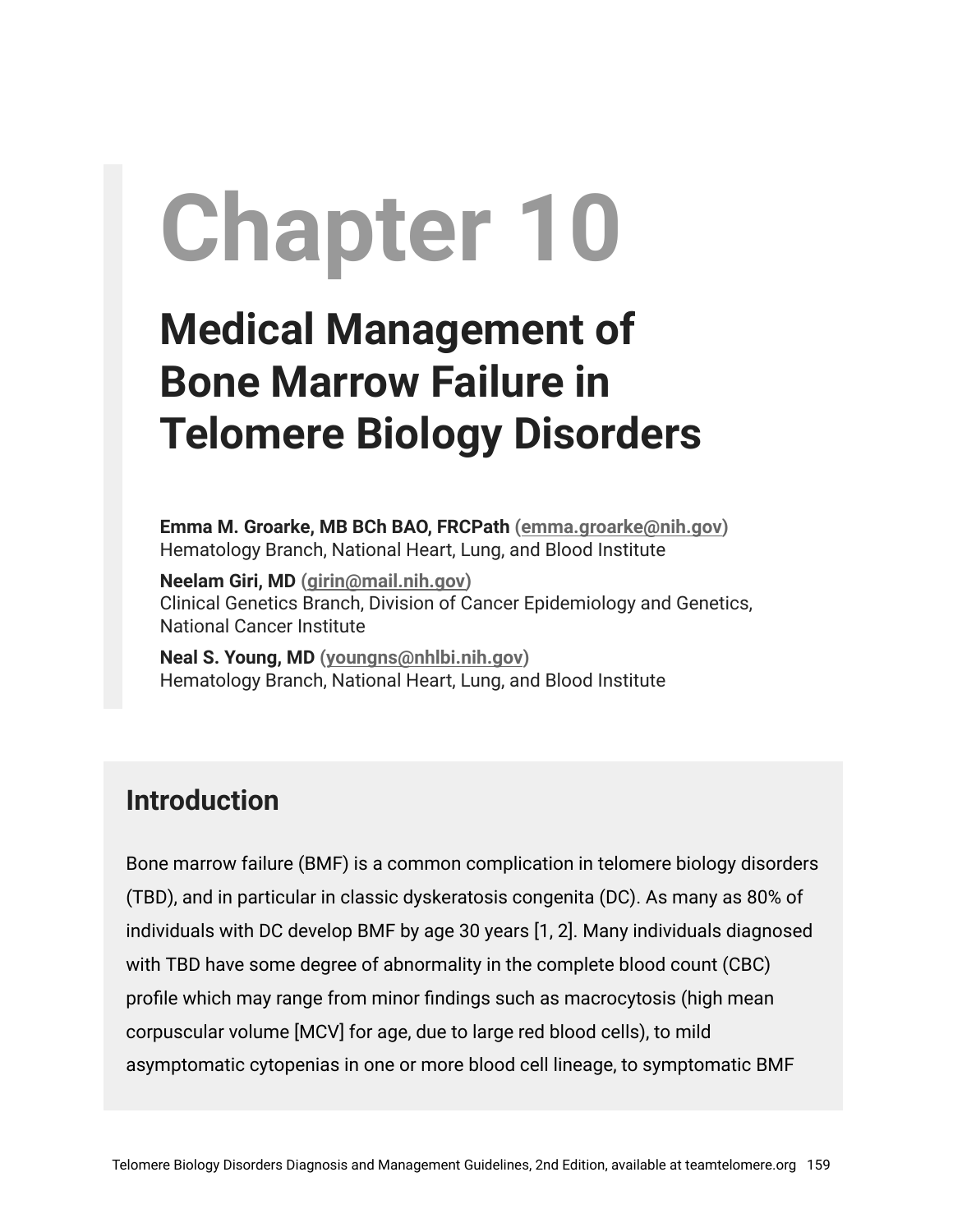# Chapter 10

# Medical Management of Bone Marrow Failure in Telomere Biology Disorders

**Emma M. Groarke, MB BCh BAO, FRCPath (emma.groarke@nih.gov)**
Hematology Branch, National Heart, Lung, and Blood Institute

**Neelam Giri, MD (girin@mail.nih.gov)**
Clinical Genetics Branch, Division of Cancer Epidemiology and Genetics, National Cancer Institute

**Neal S. Young, MD (youngns@nhlbi.nih.gov)**
Hematology Branch, National Heart, Lung, and Blood Institute

## Introduction

Bone marrow failure (BMF) is a common complication in telomere biology disorders (TBD), and in particular in classic dyskeratosis congenita (DC). As many as 80% of individuals with DC develop BMF by age 30 years [1, 2]. Many individuals diagnosed with TBD have some degree of abnormality in the complete blood count (CBC) profile which may range from minor findings such as macrocytosis (high mean corpuscular volume [MCV] for age, due to large red blood cells), to mild asymptomatic cytopenias in one or more blood cell lineage, to symptomatic BMF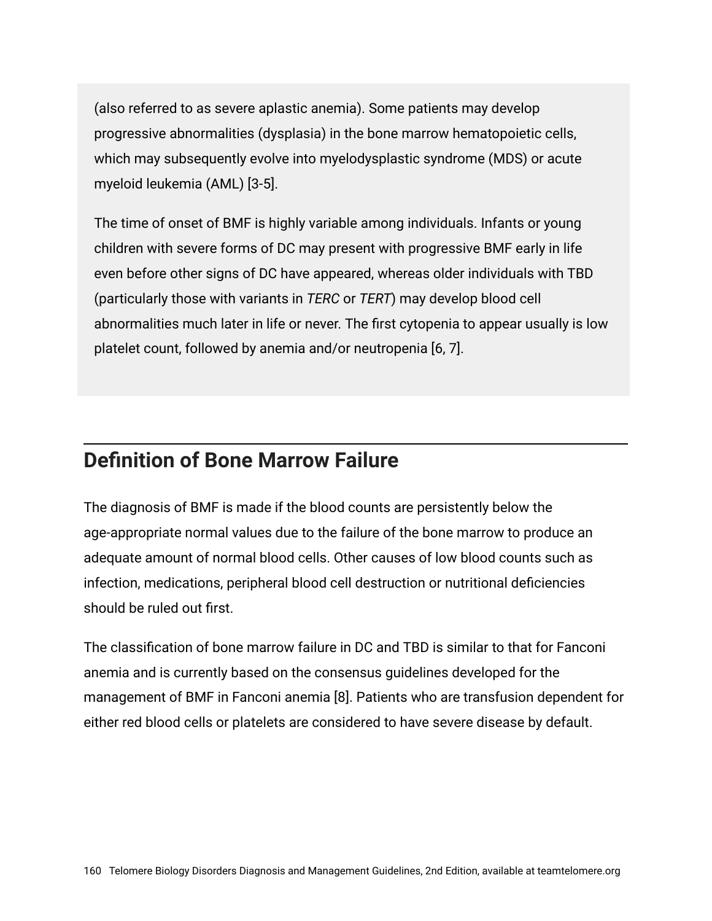(also referred to as severe aplastic anemia). Some patients may develop progressive abnormalities (dysplasia) in the bone marrow hematopoietic cells, which may subsequently evolve into myelodysplastic syndrome (MDS) or acute myeloid leukemia (AML) [3-5].

The time of onset of BMF is highly variable among individuals. Infants or young children with severe forms of DC may present with progressive BMF early in life even before other signs of DC have appeared, whereas older individuals with TBD (particularly those with variants in *TERC* or *TERT*) may develop blood cell abnormalities much later in life or never. The first cytopenia to appear usually is low platelet count, followed by anemia and/or neutropenia [6, 7].

## Definition of Bone Marrow Failure

The diagnosis of BMF is made if the blood counts are persistently below the age-appropriate normal values due to the failure of the bone marrow to produce an adequate amount of normal blood cells. Other causes of low blood counts such as infection, medications, peripheral blood cell destruction or nutritional deficiencies should be ruled out first.

The classification of bone marrow failure in DC and TBD is similar to that for Fanconi anemia and is currently based on the consensus guidelines developed for the management of BMF in Fanconi anemia [8]. Patients who are transfusion dependent for either red blood cells or platelets are considered to have severe disease by default.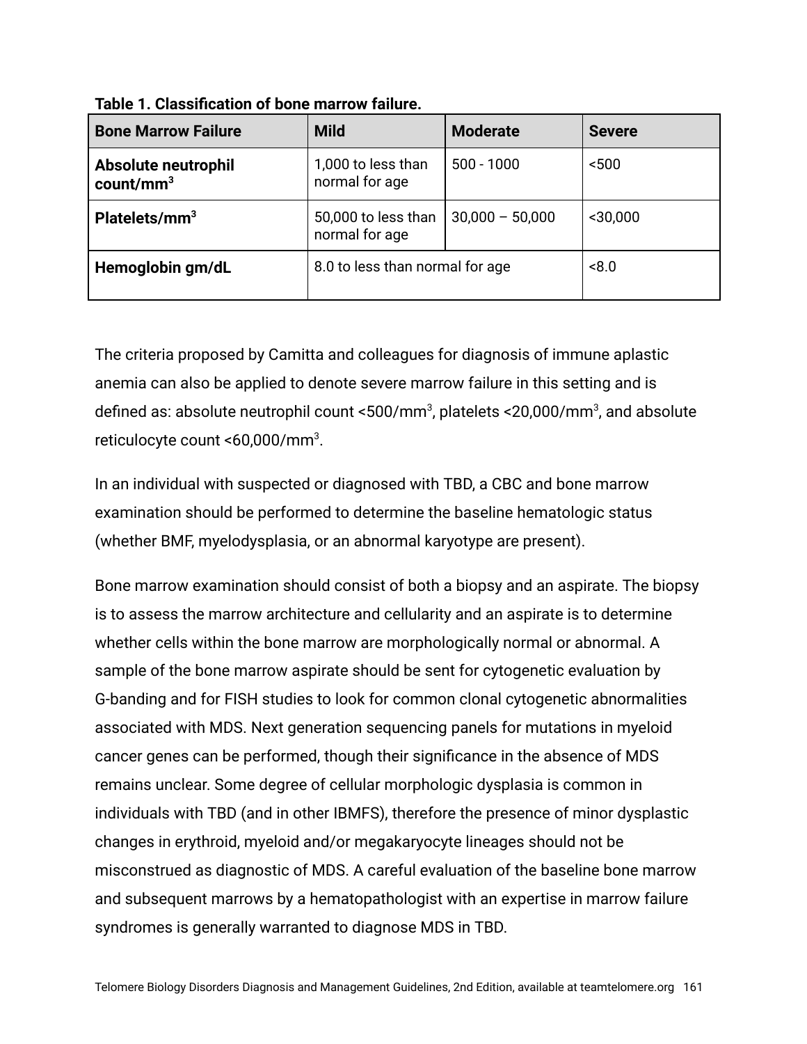**Table 1. Classification of bone marrow failure.**

| Bone Marrow Failure | Mild | Moderate | Severe |
|---|---|---|---|
| **Absolute neutrophil count/mm$^3$** | 1,000 to less than normal for age | 500 - 1000 | <500 |
| **Platelets/mm$^3$** | 50,000 to less than normal for age | 30,000 – 50,000 | <30,000 |
| **Hemoglobin gm/dL** | 8.0 to less than normal for age | | <8.0 |

The criteria proposed by Camitta and colleagues for diagnosis of immune aplastic anemia can also be applied to denote severe marrow failure in this setting and is defined as: absolute neutrophil count <500/mm$^3$, platelets <20,000/mm$^3$, and absolute reticulocyte count <60,000/mm$^3$.

In an individual with suspected or diagnosed with TBD, a CBC and bone marrow examination should be performed to determine the baseline hematologic status (whether BMF, myelodysplasia, or an abnormal karyotype are present).

Bone marrow examination should consist of both a biopsy and an aspirate. The biopsy is to assess the marrow architecture and cellularity and an aspirate is to determine whether cells within the bone marrow are morphologically normal or abnormal. A sample of the bone marrow aspirate should be sent for cytogenetic evaluation by G-banding and for FISH studies to look for common clonal cytogenetic abnormalities associated with MDS. Next generation sequencing panels for mutations in myeloid cancer genes can be performed, though their significance in the absence of MDS remains unclear. Some degree of cellular morphologic dysplasia is common in individuals with TBD (and in other IBMFS), therefore the presence of minor dysplastic changes in erythroid, myeloid and/or megakaryocyte lineages should not be misconstrued as diagnostic of MDS. A careful evaluation of the baseline bone marrow and subsequent marrows by a hematopathologist with an expertise in marrow failure syndromes is generally warranted to diagnose MDS in TBD.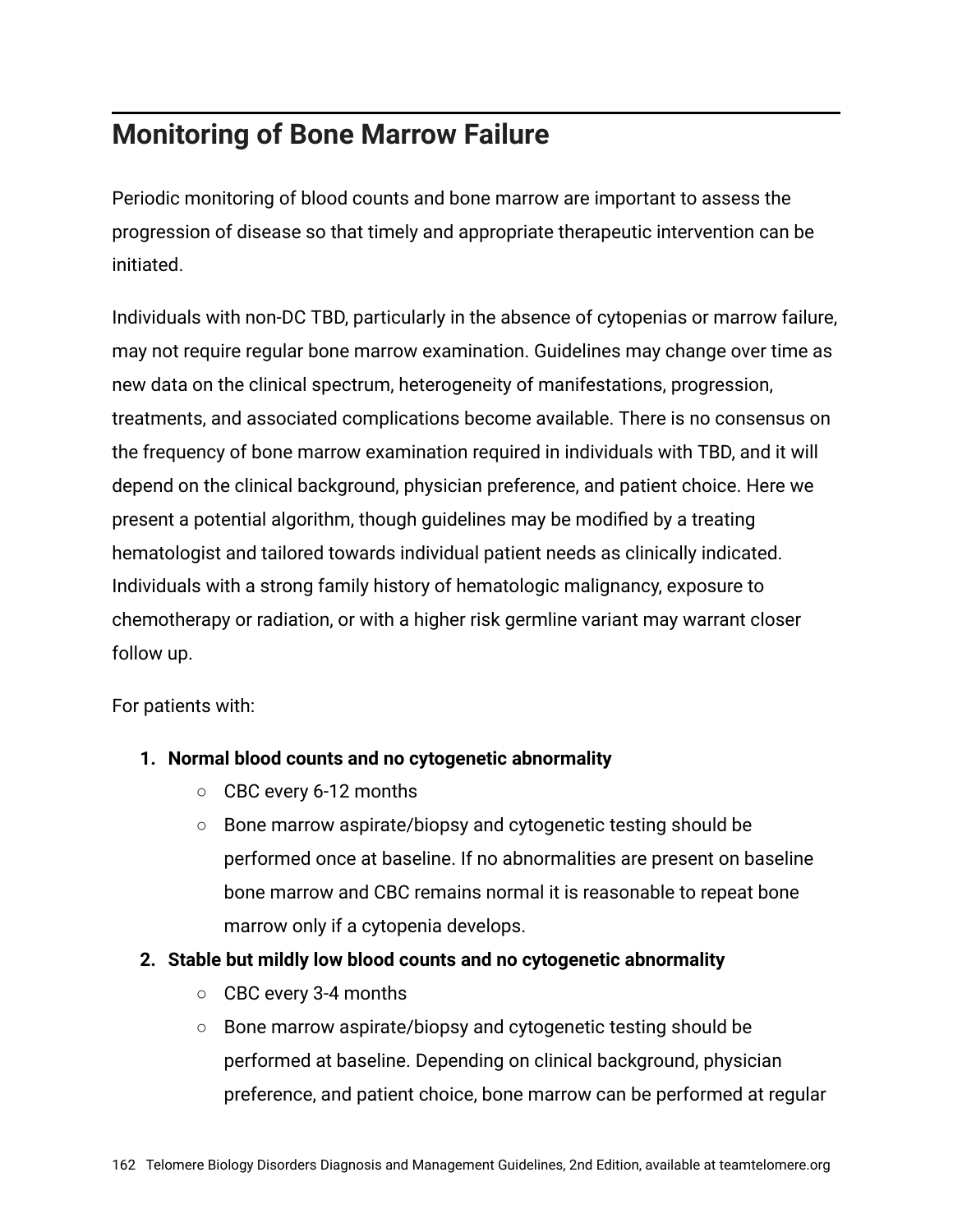## Monitoring of Bone Marrow Failure

Periodic monitoring of blood counts and bone marrow are important to assess the progression of disease so that timely and appropriate therapeutic intervention can be initiated.

Individuals with non-DC TBD, particularly in the absence of cytopenias or marrow failure, may not require regular bone marrow examination. Guidelines may change over time as new data on the clinical spectrum, heterogeneity of manifestations, progression, treatments, and associated complications become available. There is no consensus on the frequency of bone marrow examination required in individuals with TBD, and it will depend on the clinical background, physician preference, and patient choice. Here we present a potential algorithm, though guidelines may be modified by a treating hematologist and tailored towards individual patient needs as clinically indicated. Individuals with a strong family history of hematologic malignancy, exposure to chemotherapy or radiation, or with a higher risk germline variant may warrant closer follow up.

For patients with:

1. **Normal blood counts and no cytogenetic abnormality**
   - CBC every 6-12 months
   - Bone marrow aspirate/biopsy and cytogenetic testing should be performed once at baseline. If no abnormalities are present on baseline bone marrow and CBC remains normal it is reasonable to repeat bone marrow only if a cytopenia develops.
2. **Stable but mildly low blood counts and no cytogenetic abnormality**
   - CBC every 3-4 months
   - Bone marrow aspirate/biopsy and cytogenetic testing should be performed at baseline. Depending on clinical background, physician preference, and patient choice, bone marrow can be performed at regular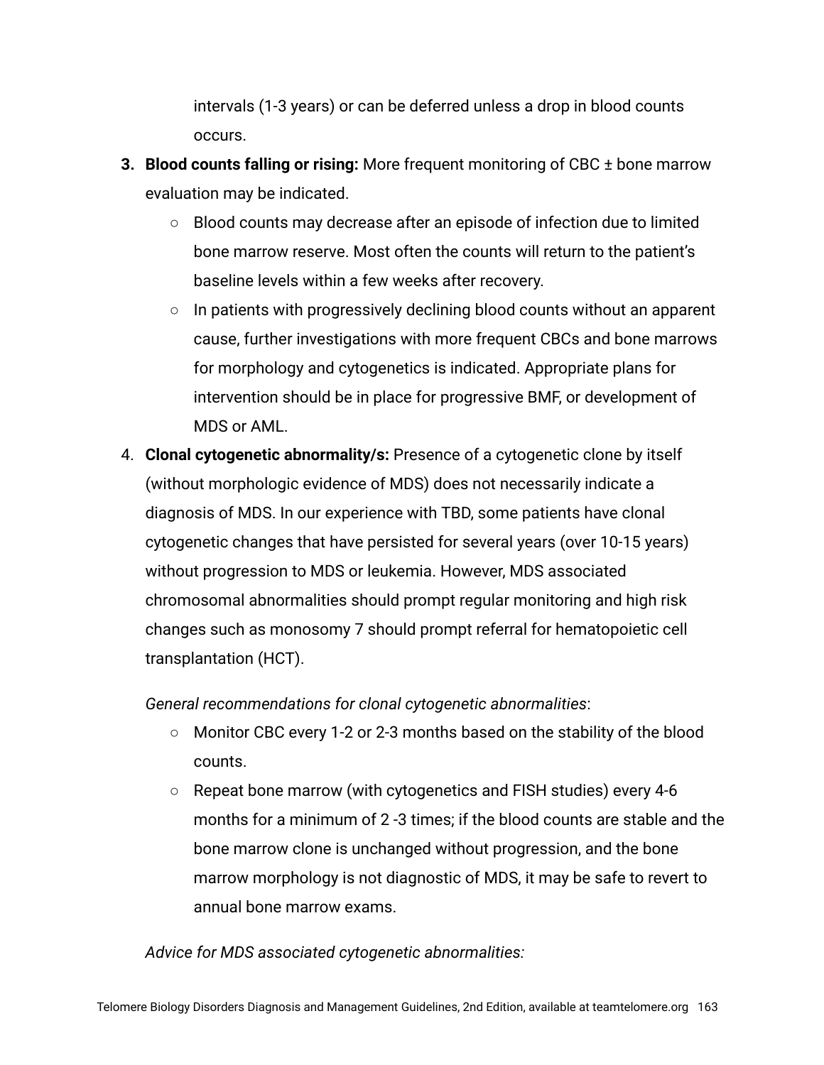intervals (1-3 years) or can be deferred unless a drop in blood counts occurs.

3. **Blood counts falling or rising:** More frequent monitoring of CBC ± bone marrow evaluation may be indicated.
   - Blood counts may decrease after an episode of infection due to limited bone marrow reserve. Most often the counts will return to the patient's baseline levels within a few weeks after recovery.
   - In patients with progressively declining blood counts without an apparent cause, further investigations with more frequent CBCs and bone marrows for morphology and cytogenetics is indicated. Appropriate plans for intervention should be in place for progressive BMF, or development of MDS or AML.
4. **Clonal cytogenetic abnormality/s:** Presence of a cytogenetic clone by itself (without morphologic evidence of MDS) does not necessarily indicate a diagnosis of MDS. In our experience with TBD, some patients have clonal cytogenetic changes that have persisted for several years (over 10-15 years) without progression to MDS or leukemia. However, MDS associated chromosomal abnormalities should prompt regular monitoring and high risk changes such as monosomy 7 should prompt referral for hematopoietic cell transplantation (HCT).

   *General recommendations for clonal cytogenetic abnormalities*:
   - Monitor CBC every 1-2 or 2-3 months based on the stability of the blood counts.
   - Repeat bone marrow (with cytogenetics and FISH studies) every 4-6 months for a minimum of 2 -3 times; if the blood counts are stable and the bone marrow clone is unchanged without progression, and the bone marrow morphology is not diagnostic of MDS, it may be safe to revert to annual bone marrow exams.

   *Advice for MDS associated cytogenetic abnormalities:*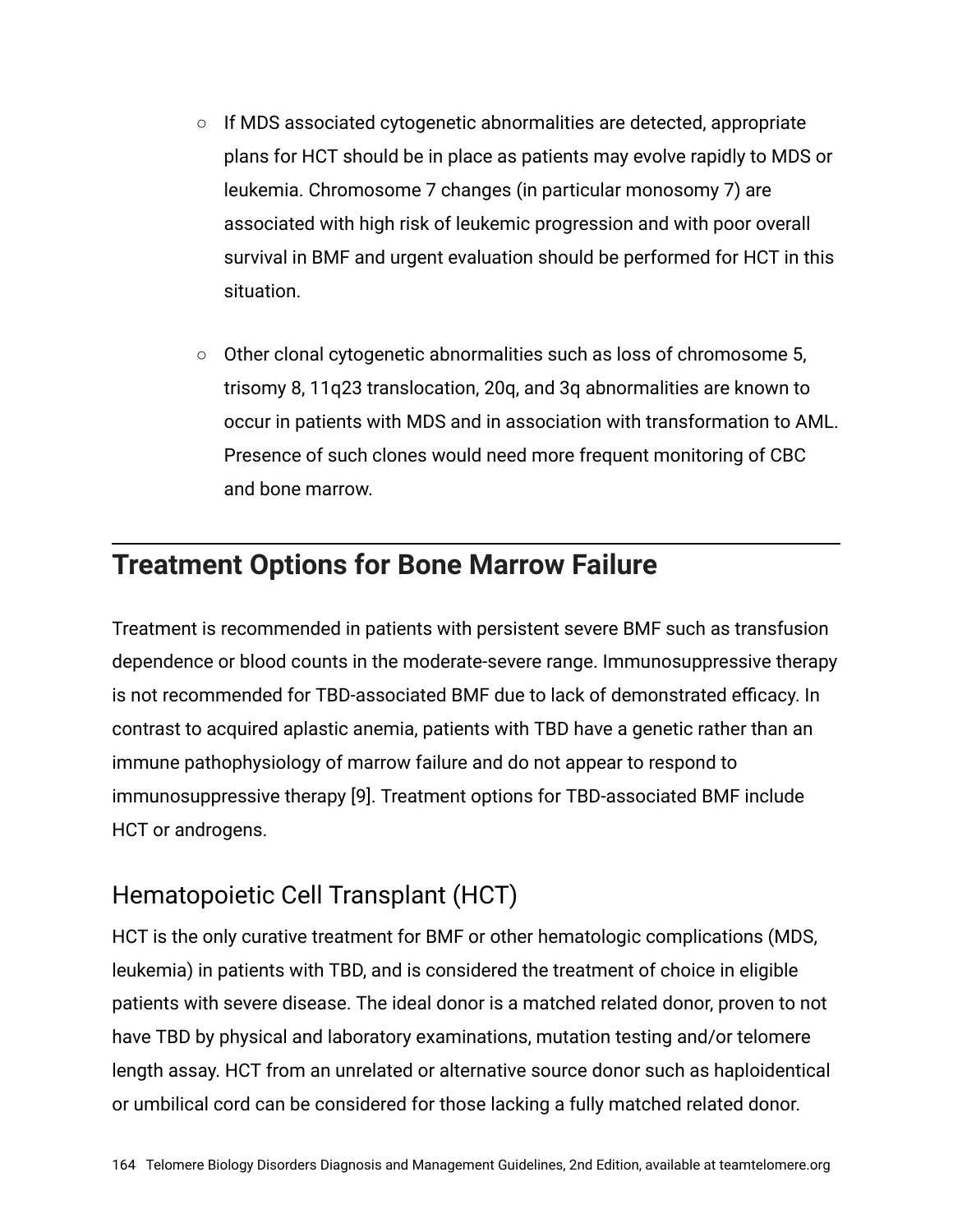- If MDS associated cytogenetic abnormalities are detected, appropriate plans for HCT should be in place as patients may evolve rapidly to MDS or leukemia. Chromosome 7 changes (in particular monosomy 7) are associated with high risk of leukemic progression and with poor overall survival in BMF and urgent evaluation should be performed for HCT in this situation.

- Other clonal cytogenetic abnormalities such as loss of chromosome 5, trisomy 8, 11q23 translocation, 20q, and 3q abnormalities are known to occur in patients with MDS and in association with transformation to AML. Presence of such clones would need more frequent monitoring of CBC and bone marrow.

## Treatment Options for Bone Marrow Failure

Treatment is recommended in patients with persistent severe BMF such as transfusion dependence or blood counts in the moderate-severe range. Immunosuppressive therapy is not recommended for TBD-associated BMF due to lack of demonstrated efficacy. In contrast to acquired aplastic anemia, patients with TBD have a genetic rather than an immune pathophysiology of marrow failure and do not appear to respond to immunosuppressive therapy [9]. Treatment options for TBD-associated BMF include HCT or androgens.

### Hematopoietic Cell Transplant (HCT)

HCT is the only curative treatment for BMF or other hematologic complications (MDS, leukemia) in patients with TBD, and is considered the treatment of choice in eligible patients with severe disease. The ideal donor is a matched related donor, proven to not have TBD by physical and laboratory examinations, mutation testing and/or telomere length assay. HCT from an unrelated or alternative source donor such as haploidentical or umbilical cord can be considered for those lacking a fully matched related donor.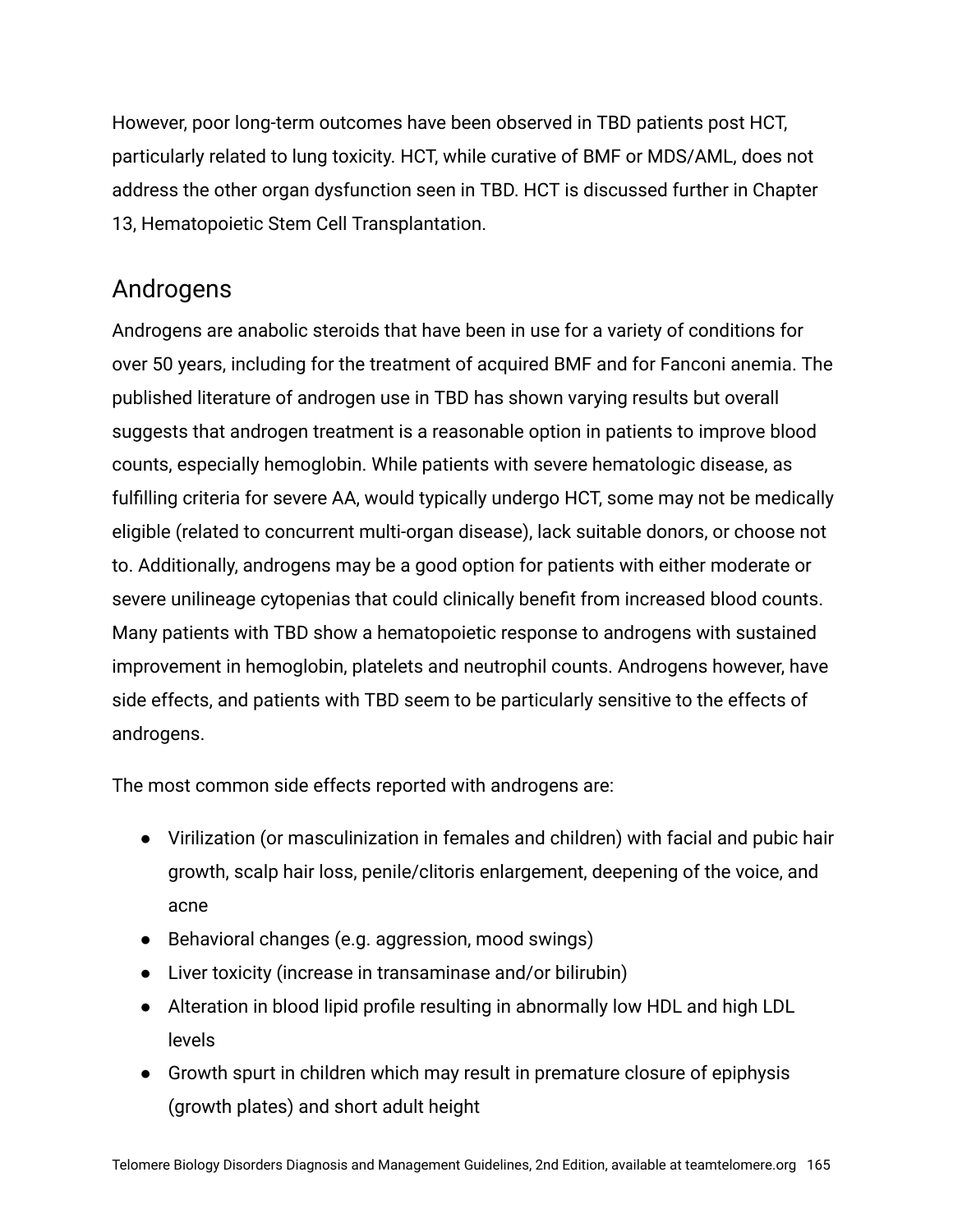However, poor long-term outcomes have been observed in TBD patients post HCT, particularly related to lung toxicity. HCT, while curative of BMF or MDS/AML, does not address the other organ dysfunction seen in TBD. HCT is discussed further in Chapter 13, Hematopoietic Stem Cell Transplantation.

## Androgens

Androgens are anabolic steroids that have been in use for a variety of conditions for over 50 years, including for the treatment of acquired BMF and for Fanconi anemia. The published literature of androgen use in TBD has shown varying results but overall suggests that androgen treatment is a reasonable option in patients to improve blood counts, especially hemoglobin. While patients with severe hematologic disease, as fulfilling criteria for severe AA, would typically undergo HCT, some may not be medically eligible (related to concurrent multi-organ disease), lack suitable donors, or choose not to. Additionally, androgens may be a good option for patients with either moderate or severe unilineage cytopenias that could clinically benefit from increased blood counts. Many patients with TBD show a hematopoietic response to androgens with sustained improvement in hemoglobin, platelets and neutrophil counts. Androgens however, have side effects, and patients with TBD seem to be particularly sensitive to the effects of androgens.

The most common side effects reported with androgens are:

- Virilization (or masculinization in females and children) with facial and pubic hair growth, scalp hair loss, penile/clitoris enlargement, deepening of the voice, and acne
- Behavioral changes (e.g. aggression, mood swings)
- Liver toxicity (increase in transaminase and/or bilirubin)
- Alteration in blood lipid profile resulting in abnormally low HDL and high LDL levels
- Growth spurt in children which may result in premature closure of epiphysis (growth plates) and short adult height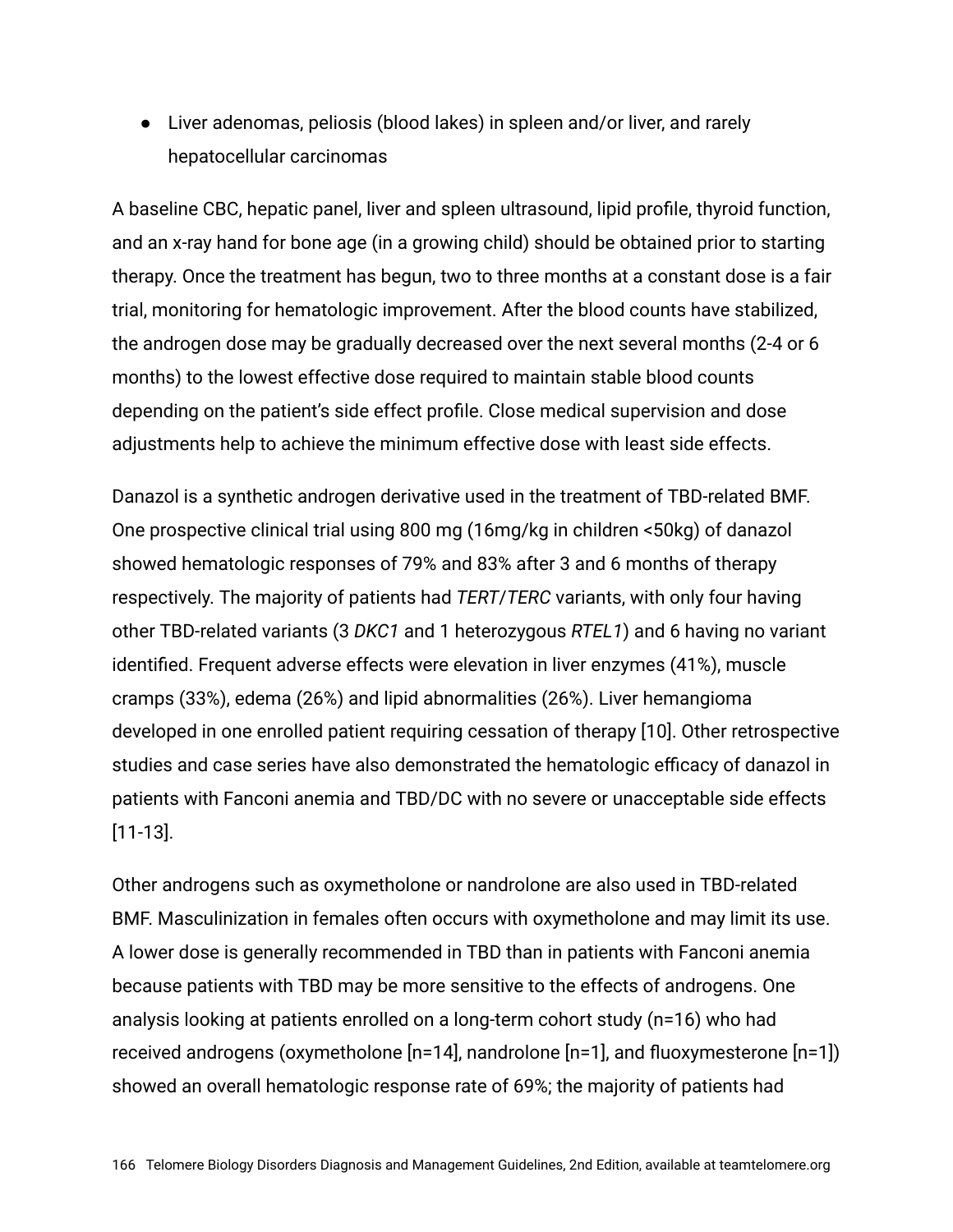- Liver adenomas, peliosis (blood lakes) in spleen and/or liver, and rarely hepatocellular carcinomas

A baseline CBC, hepatic panel, liver and spleen ultrasound, lipid profile, thyroid function, and an x-ray hand for bone age (in a growing child) should be obtained prior to starting therapy. Once the treatment has begun, two to three months at a constant dose is a fair trial, monitoring for hematologic improvement. After the blood counts have stabilized, the androgen dose may be gradually decreased over the next several months (2-4 or 6 months) to the lowest effective dose required to maintain stable blood counts depending on the patient's side effect profile. Close medical supervision and dose adjustments help to achieve the minimum effective dose with least side effects.

Danazol is a synthetic androgen derivative used in the treatment of TBD-related BMF. One prospective clinical trial using 800 mg (16mg/kg in children <50kg) of danazol showed hematologic responses of 79% and 83% after 3 and 6 months of therapy respectively. The majority of patients had *TERT*/*TERC* variants, with only four having other TBD-related variants (3 *DKC1* and 1 heterozygous *RTEL1*) and 6 having no variant identified. Frequent adverse effects were elevation in liver enzymes (41%), muscle cramps (33%), edema (26%) and lipid abnormalities (26%). Liver hemangioma developed in one enrolled patient requiring cessation of therapy [10]. Other retrospective studies and case series have also demonstrated the hematologic efficacy of danazol in patients with Fanconi anemia and TBD/DC with no severe or unacceptable side effects [11-13].

Other androgens such as oxymetholone or nandrolone are also used in TBD-related BMF. Masculinization in females often occurs with oxymetholone and may limit its use. A lower dose is generally recommended in TBD than in patients with Fanconi anemia because patients with TBD may be more sensitive to the effects of androgens. One analysis looking at patients enrolled on a long-term cohort study (n=16) who had received androgens (oxymetholone [n=14], nandrolone [n=1], and fluoxymesterone [n=1]) showed an overall hematologic response rate of 69%; the majority of patients had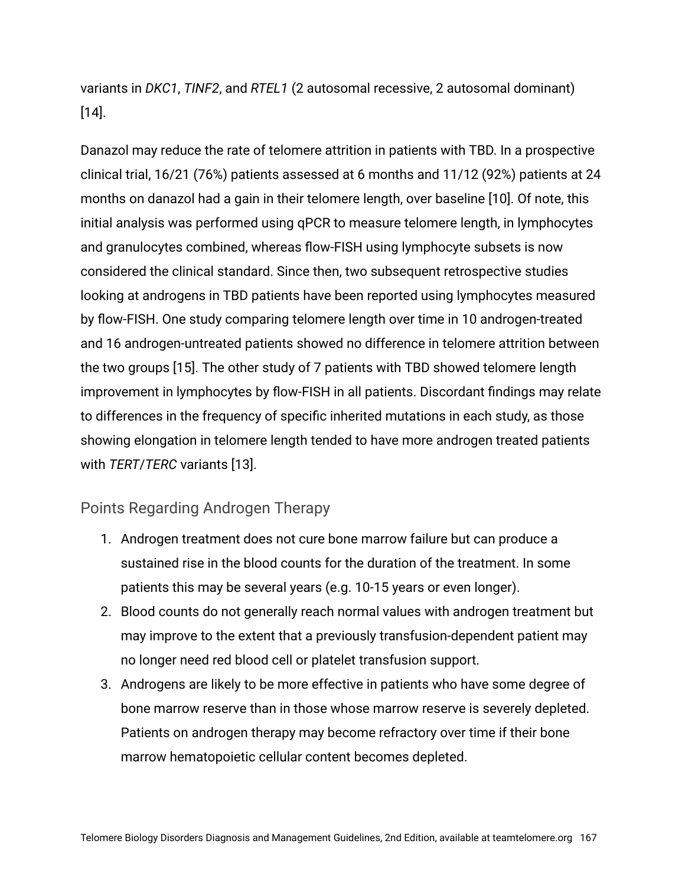variants in *DKC1*, *TINF2*, and *RTEL1* (2 autosomal recessive, 2 autosomal dominant) [14].

Danazol may reduce the rate of telomere attrition in patients with TBD. In a prospective clinical trial, 16/21 (76%) patients assessed at 6 months and 11/12 (92%) patients at 24 months on danazol had a gain in their telomere length, over baseline [10]. Of note, this initial analysis was performed using qPCR to measure telomere length, in lymphocytes and granulocytes combined, whereas flow-FISH using lymphocyte subsets is now considered the clinical standard. Since then, two subsequent retrospective studies looking at androgens in TBD patients have been reported using lymphocytes measured by flow-FISH. One study comparing telomere length over time in 10 androgen-treated and 16 androgen-untreated patients showed no difference in telomere attrition between the two groups [15]. The other study of 7 patients with TBD showed telomere length improvement in lymphocytes by flow-FISH in all patients. Discordant findings may relate to differences in the frequency of specific inherited mutations in each study, as those showing elongation in telomere length tended to have more androgen treated patients with *TERT*/*TERC* variants [13].

### Points Regarding Androgen Therapy

1. Androgen treatment does not cure bone marrow failure but can produce a sustained rise in the blood counts for the duration of the treatment. In some patients this may be several years (e.g. 10-15 years or even longer).
2. Blood counts do not generally reach normal values with androgen treatment but may improve to the extent that a previously transfusion-dependent patient may no longer need red blood cell or platelet transfusion support.
3. Androgens are likely to be more effective in patients who have some degree of bone marrow reserve than in those whose marrow reserve is severely depleted. Patients on androgen therapy may become refractory over time if their bone marrow hematopoietic cellular content becomes depleted.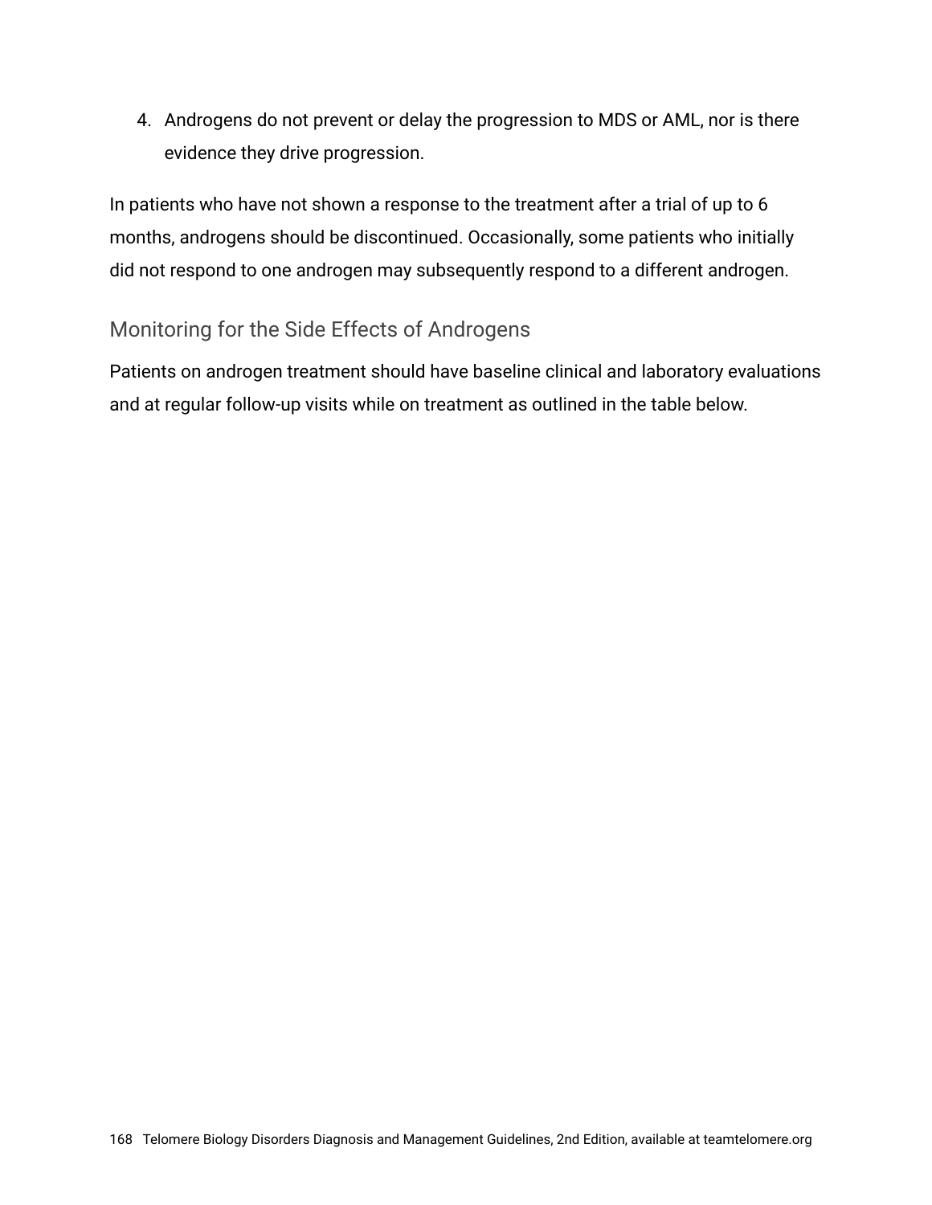4. Androgens do not prevent or delay the progression to MDS or AML, nor is there evidence they drive progression.

In patients who have not shown a response to the treatment after a trial of up to 6 months, androgens should be discontinued. Occasionally, some patients who initially did not respond to one androgen may subsequently respond to a different androgen.

### Monitoring for the Side Effects of Androgens

Patients on androgen treatment should have baseline clinical and laboratory evaluations and at regular follow-up visits while on treatment as outlined in the table below.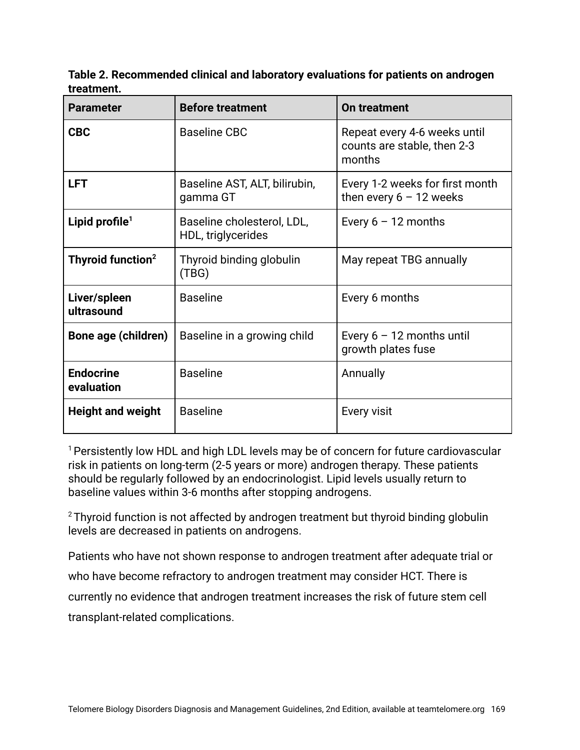**Table 2. Recommended clinical and laboratory evaluations for patients on androgen treatment.**

| Parameter | Before treatment | On treatment |
|---|---|---|
| **CBC** | Baseline CBC | Repeat every 4-6 weeks until counts are stable, then 2-3 months |
| **LFT** | Baseline AST, ALT, bilirubin, gamma GT | Every 1-2 weeks for first month then every 6 – 12 weeks |
| **Lipid profile**[1] | Baseline cholesterol, LDL, HDL, triglycerides | Every 6 – 12 months |
| **Thyroid function**[2] | Thyroid binding globulin (TBG) | May repeat TBG annually |
| **Liver/spleen ultrasound** | Baseline | Every 6 months |
| **Bone age (children)** | Baseline in a growing child | Every 6 – 12 months until growth plates fuse |
| **Endocrine evaluation** | Baseline | Annually |
| **Height and weight** | Baseline | Every visit |

[1] Persistently low HDL and high LDL levels may be of concern for future cardiovascular risk in patients on long-term (2-5 years or more) androgen therapy. These patients should be regularly followed by an endocrinologist. Lipid levels usually return to baseline values within 3-6 months after stopping androgens.

[2] Thyroid function is not affected by androgen treatment but thyroid binding globulin levels are decreased in patients on androgens.

Patients who have not shown response to androgen treatment after adequate trial or who have become refractory to androgen treatment may consider HCT. There is currently no evidence that androgen treatment increases the risk of future stem cell transplant-related complications.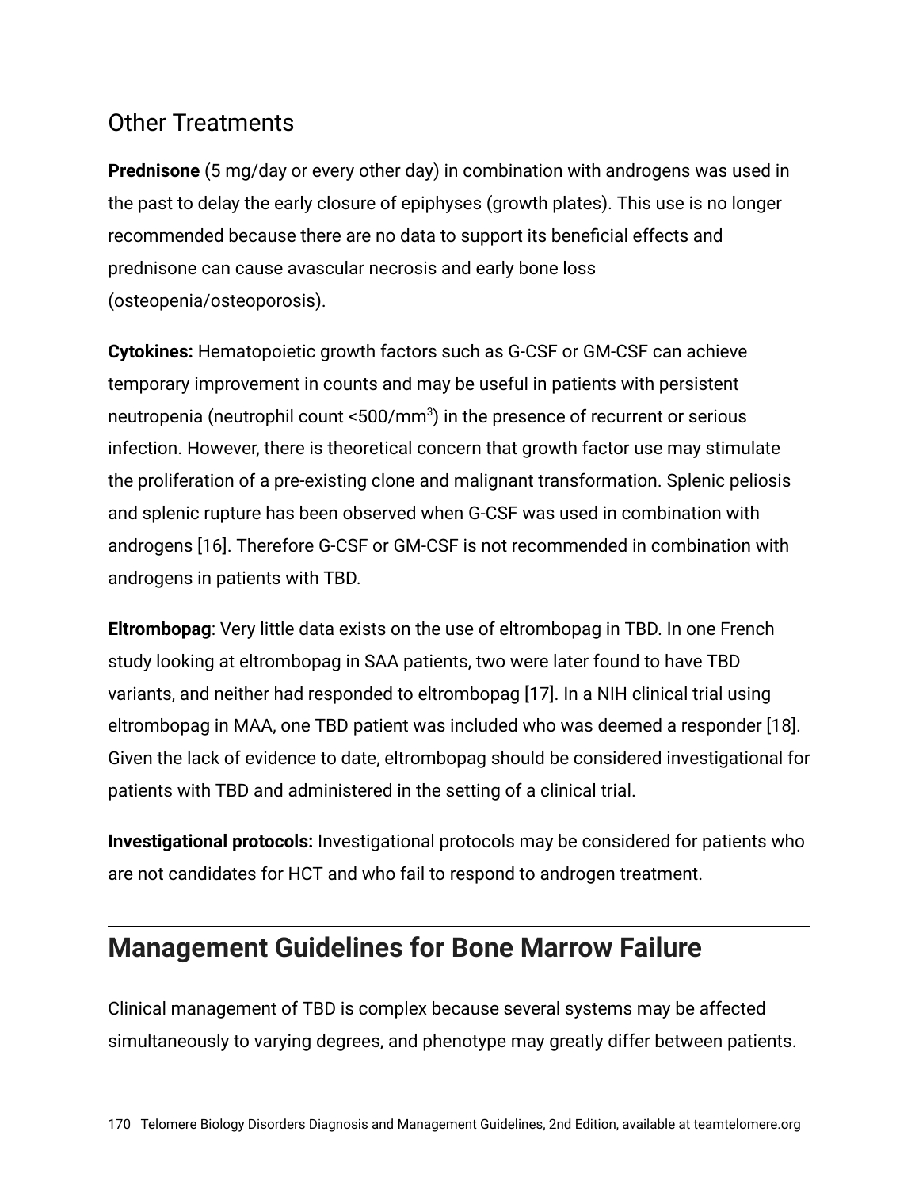## Other Treatments

**Prednisone** (5 mg/day or every other day) in combination with androgens was used in the past to delay the early closure of epiphyses (growth plates). This use is no longer recommended because there are no data to support its beneficial effects and prednisone can cause avascular necrosis and early bone loss (osteopenia/osteoporosis).

**Cytokines:** Hematopoietic growth factors such as G-CSF or GM-CSF can achieve temporary improvement in counts and may be useful in patients with persistent neutropenia (neutrophil count <500/$mm^3$) in the presence of recurrent or serious infection. However, there is theoretical concern that growth factor use may stimulate the proliferation of a pre-existing clone and malignant transformation. Splenic peliosis and splenic rupture has been observed when G-CSF was used in combination with androgens [16]. Therefore G-CSF or GM-CSF is not recommended in combination with androgens in patients with TBD.

**Eltrombopag**: Very little data exists on the use of eltrombopag in TBD. In one French study looking at eltrombopag in SAA patients, two were later found to have TBD variants, and neither had responded to eltrombopag [17]. In a NIH clinical trial using eltrombopag in MAA, one TBD patient was included who was deemed a responder [18]. Given the lack of evidence to date, eltrombopag should be considered investigational for patients with TBD and administered in the setting of a clinical trial.

**Investigational protocols:** Investigational protocols may be considered for patients who are not candidates for HCT and who fail to respond to androgen treatment.

# Management Guidelines for Bone Marrow Failure

Clinical management of TBD is complex because several systems may be affected simultaneously to varying degrees, and phenotype may greatly differ between patients.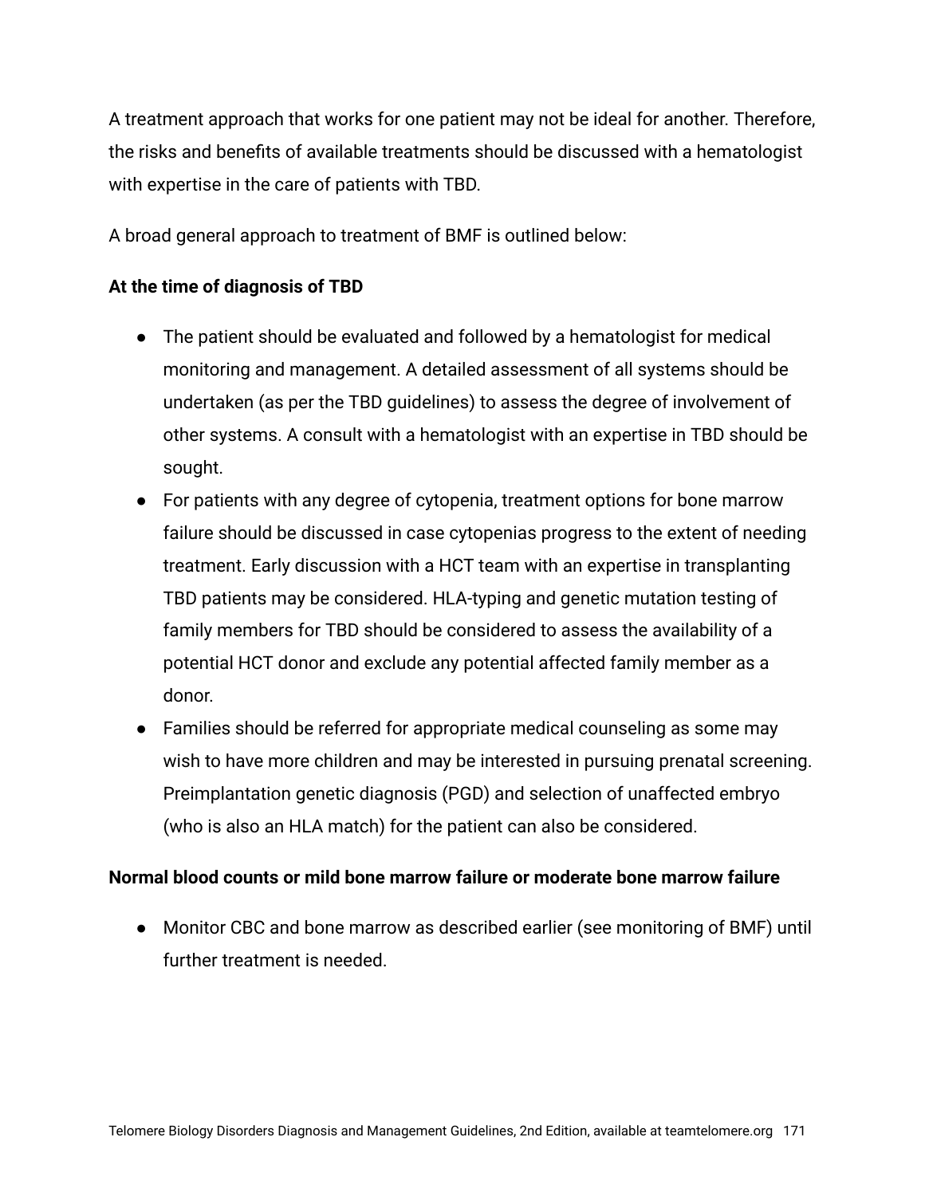A treatment approach that works for one patient may not be ideal for another. Therefore, the risks and benefits of available treatments should be discussed with a hematologist with expertise in the care of patients with TBD.

A broad general approach to treatment of BMF is outlined below:

**At the time of diagnosis of TBD**

- The patient should be evaluated and followed by a hematologist for medical monitoring and management. A detailed assessment of all systems should be undertaken (as per the TBD guidelines) to assess the degree of involvement of other systems. A consult with a hematologist with an expertise in TBD should be sought.
- For patients with any degree of cytopenia, treatment options for bone marrow failure should be discussed in case cytopenias progress to the extent of needing treatment. Early discussion with a HCT team with an expertise in transplanting TBD patients may be considered. HLA-typing and genetic mutation testing of family members for TBD should be considered to assess the availability of a potential HCT donor and exclude any potential affected family member as a donor.
- Families should be referred for appropriate medical counseling as some may wish to have more children and may be interested in pursuing prenatal screening. Preimplantation genetic diagnosis (PGD) and selection of unaffected embryo (who is also an HLA match) for the patient can also be considered.

**Normal blood counts or mild bone marrow failure or moderate bone marrow failure**

- Monitor CBC and bone marrow as described earlier (see monitoring of BMF) until further treatment is needed.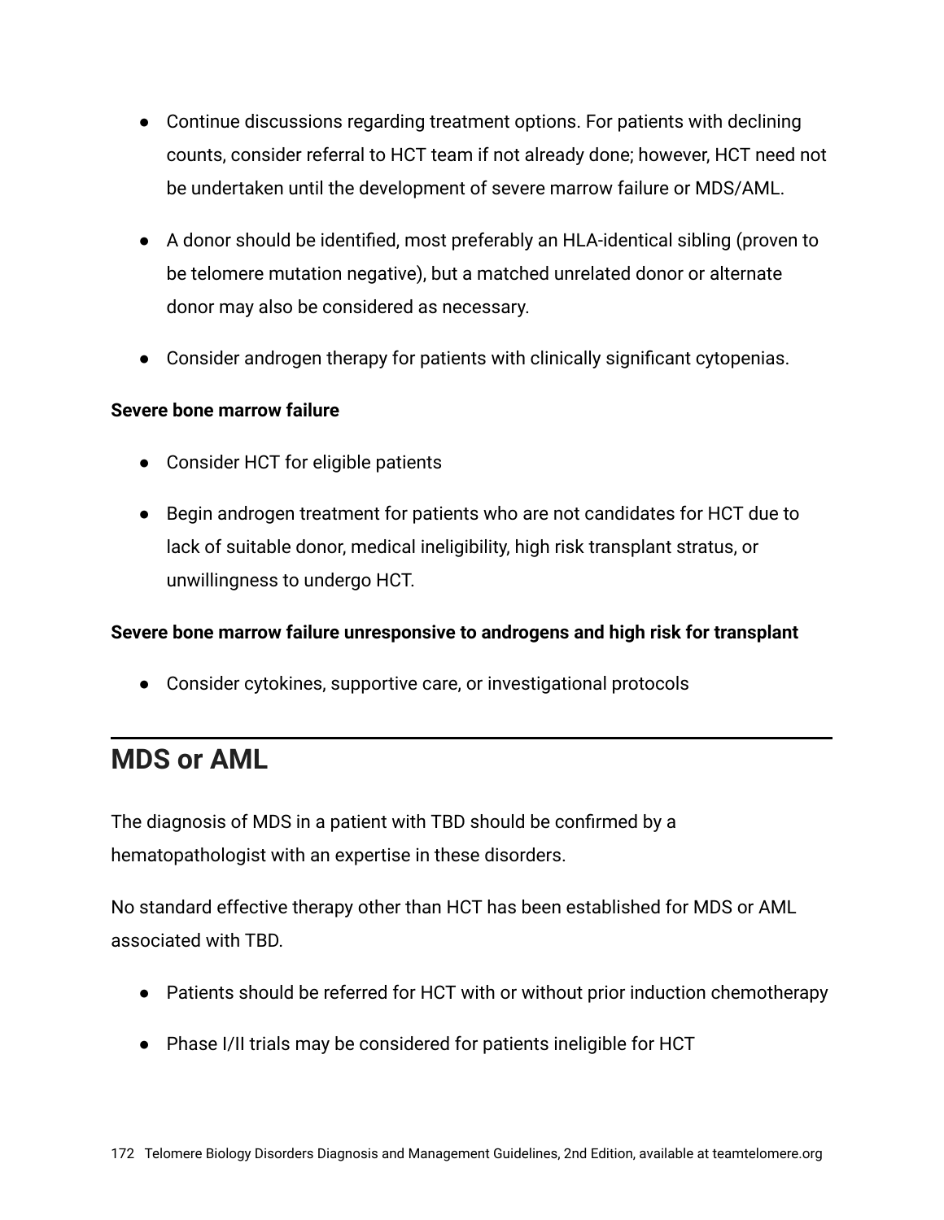- Continue discussions regarding treatment options. For patients with declining counts, consider referral to HCT team if not already done; however, HCT need not be undertaken until the development of severe marrow failure or MDS/AML.
- A donor should be identified, most preferably an HLA-identical sibling (proven to be telomere mutation negative), but a matched unrelated donor or alternate donor may also be considered as necessary.
- Consider androgen therapy for patients with clinically significant cytopenias.

**Severe bone marrow failure**

- Consider HCT for eligible patients
- Begin androgen treatment for patients who are not candidates for HCT due to lack of suitable donor, medical ineligibility, high risk transplant stratus, or unwillingness to undergo HCT.

**Severe bone marrow failure unresponsive to androgens and high risk for transplant**

- Consider cytokines, supportive care, or investigational protocols

## MDS or AML

The diagnosis of MDS in a patient with TBD should be confirmed by a hematopathologist with an expertise in these disorders.

No standard effective therapy other than HCT has been established for MDS or AML associated with TBD.

- Patients should be referred for HCT with or without prior induction chemotherapy
- Phase I/II trials may be considered for patients ineligible for HCT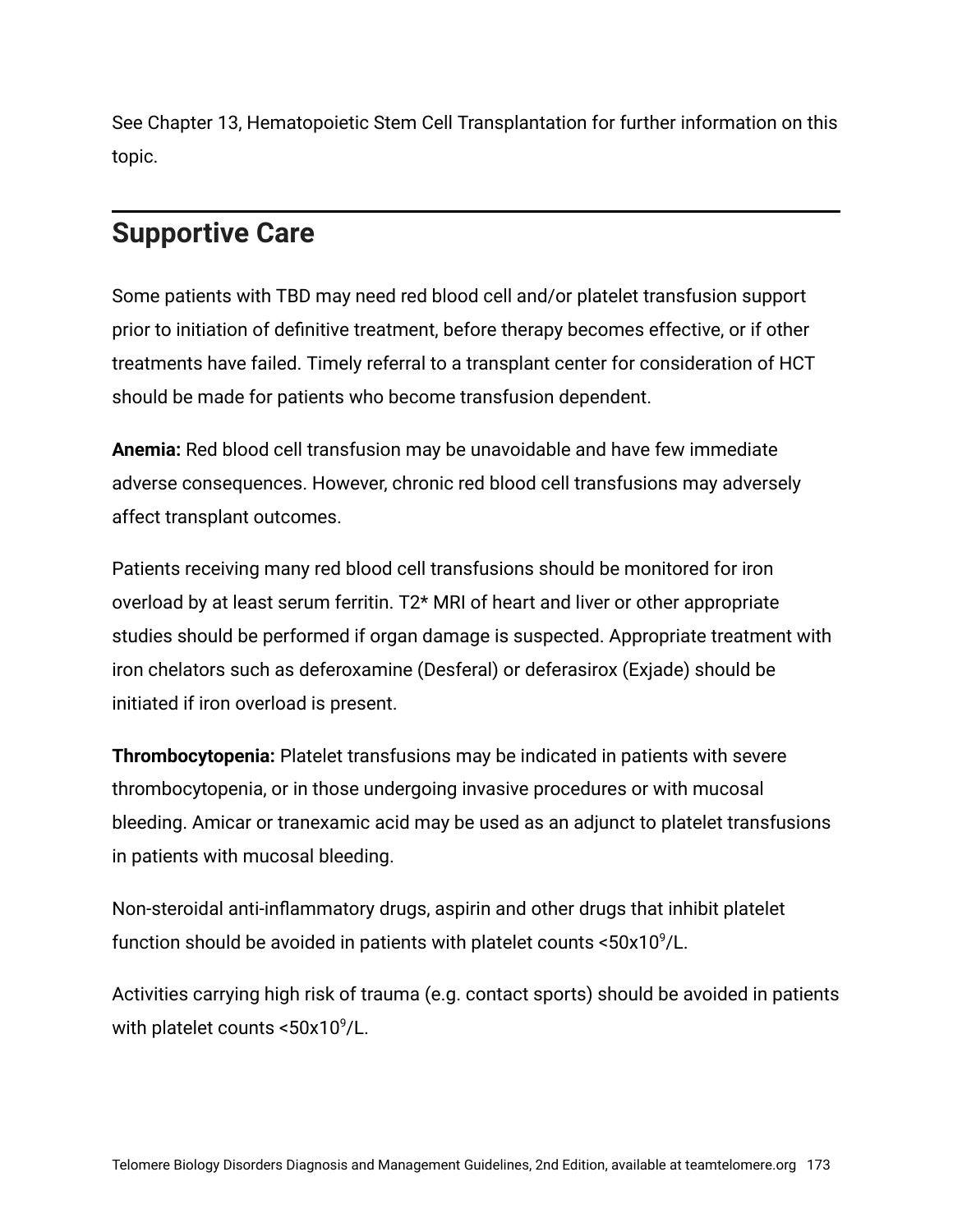See Chapter 13, Hematopoietic Stem Cell Transplantation for further information on this topic.

## Supportive Care

Some patients with TBD may need red blood cell and/or platelet transfusion support prior to initiation of definitive treatment, before therapy becomes effective, or if other treatments have failed. Timely referral to a transplant center for consideration of HCT should be made for patients who become transfusion dependent.

**Anemia:** Red blood cell transfusion may be unavoidable and have few immediate adverse consequences. However, chronic red blood cell transfusions may adversely affect transplant outcomes.

Patients receiving many red blood cell transfusions should be monitored for iron overload by at least serum ferritin. T2* MRI of heart and liver or other appropriate studies should be performed if organ damage is suspected. Appropriate treatment with iron chelators such as deferoxamine (Desferal) or deferasirox (Exjade) should be initiated if iron overload is present.

**Thrombocytopenia:** Platelet transfusions may be indicated in patients with severe thrombocytopenia, or in those undergoing invasive procedures or with mucosal bleeding. Amicar or tranexamic acid may be used as an adjunct to platelet transfusions in patients with mucosal bleeding.

Non-steroidal anti-inflammatory drugs, aspirin and other drugs that inhibit platelet function should be avoided in patients with platelet counts $<50 \times 10^9$/L.

Activities carrying high risk of trauma (e.g. contact sports) should be avoided in patients with platelet counts $<50 \times 10^9$/L.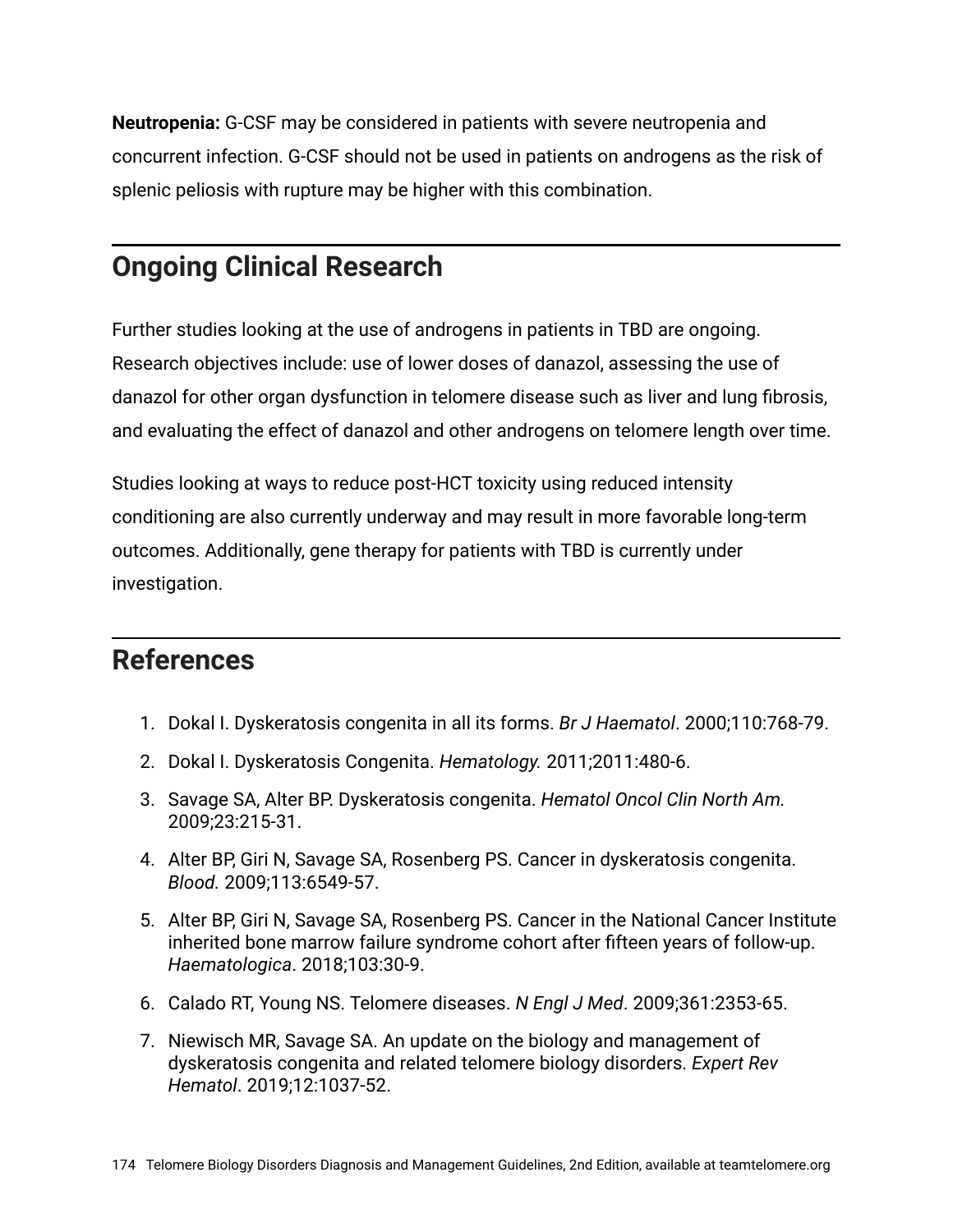**Neutropenia:** G-CSF may be considered in patients with severe neutropenia and concurrent infection. G-CSF should not be used in patients on androgens as the risk of splenic peliosis with rupture may be higher with this combination.

## Ongoing Clinical Research

Further studies looking at the use of androgens in patients in TBD are ongoing. Research objectives include: use of lower doses of danazol, assessing the use of danazol for other organ dysfunction in telomere disease such as liver and lung fibrosis, and evaluating the effect of danazol and other androgens on telomere length over time.

Studies looking at ways to reduce post-HCT toxicity using reduced intensity conditioning are also currently underway and may result in more favorable long-term outcomes. Additionally, gene therapy for patients with TBD is currently under investigation.

## References

1. Dokal I. Dyskeratosis congenita in all its forms. *Br J Haematol*. 2000;110:768-79.
2. Dokal I. Dyskeratosis Congenita. *Hematology.* 2011;2011:480-6.
3. Savage SA, Alter BP. Dyskeratosis congenita. *Hematol Oncol Clin North Am.* 2009;23:215-31.
4. Alter BP, Giri N, Savage SA, Rosenberg PS. Cancer in dyskeratosis congenita. *Blood.* 2009;113:6549-57.
5. Alter BP, Giri N, Savage SA, Rosenberg PS. Cancer in the National Cancer Institute inherited bone marrow failure syndrome cohort after fifteen years of follow-up. *Haematologica*. 2018;103:30-9.
6. Calado RT, Young NS. Telomere diseases. *N Engl J Med*. 2009;361:2353-65.
7. Niewisch MR, Savage SA. An update on the biology and management of dyskeratosis congenita and related telomere biology disorders. *Expert Rev Hematol*. 2019;12:1037-52.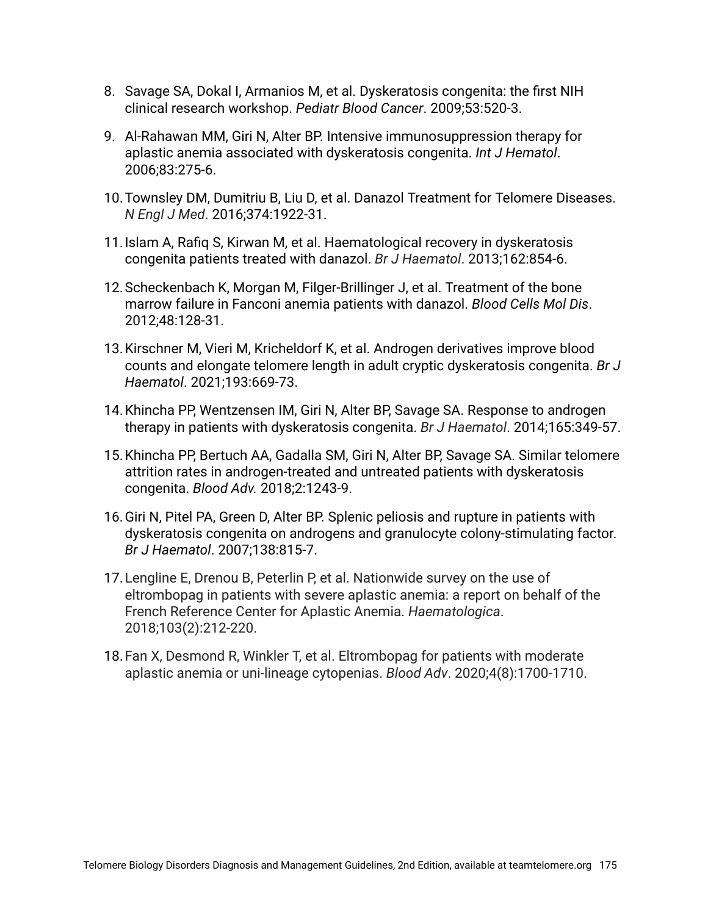8. Savage SA, Dokal I, Armanios M, et al. Dyskeratosis congenita: the first NIH clinical research workshop. *Pediatr Blood Cancer*. 2009;53:520-3.

9. Al-Rahawan MM, Giri N, Alter BP. Intensive immunosuppression therapy for aplastic anemia associated with dyskeratosis congenita. *Int J Hematol*. 2006;83:275-6.

10. Townsley DM, Dumitriu B, Liu D, et al. Danazol Treatment for Telomere Diseases. *N Engl J Med*. 2016;374:1922-31.

11. Islam A, Rafiq S, Kirwan M, et al. Haematological recovery in dyskeratosis congenita patients treated with danazol. *Br J Haematol*. 2013;162:854-6.

12. Scheckenbach K, Morgan M, Filger-Brillinger J, et al. Treatment of the bone marrow failure in Fanconi anemia patients with danazol. *Blood Cells Mol Dis*. 2012;48:128-31.

13. Kirschner M, Vieri M, Kricheldorf K, et al. Androgen derivatives improve blood counts and elongate telomere length in adult cryptic dyskeratosis congenita. *Br J Haematol*. 2021;193:669-73.

14. Khincha PP, Wentzensen IM, Giri N, Alter BP, Savage SA. Response to androgen therapy in patients with dyskeratosis congenita. *Br J Haematol*. 2014;165:349-57.

15. Khincha PP, Bertuch AA, Gadalla SM, Giri N, Alter BP, Savage SA. Similar telomere attrition rates in androgen-treated and untreated patients with dyskeratosis congenita. *Blood Adv.* 2018;2:1243-9.

16. Giri N, Pitel PA, Green D, Alter BP. Splenic peliosis and rupture in patients with dyskeratosis congenita on androgens and granulocyte colony-stimulating factor. *Br J Haematol*. 2007;138:815-7.

17. Lengline E, Drenou B, Peterlin P, et al. Nationwide survey on the use of eltrombopag in patients with severe aplastic anemia: a report on behalf of the French Reference Center for Aplastic Anemia. *Haematologica*. 2018;103(2):212-220.

18. Fan X, Desmond R, Winkler T, et al. Eltrombopag for patients with moderate aplastic anemia or uni-lineage cytopenias. *Blood Adv*. 2020;4(8):1700-1710.